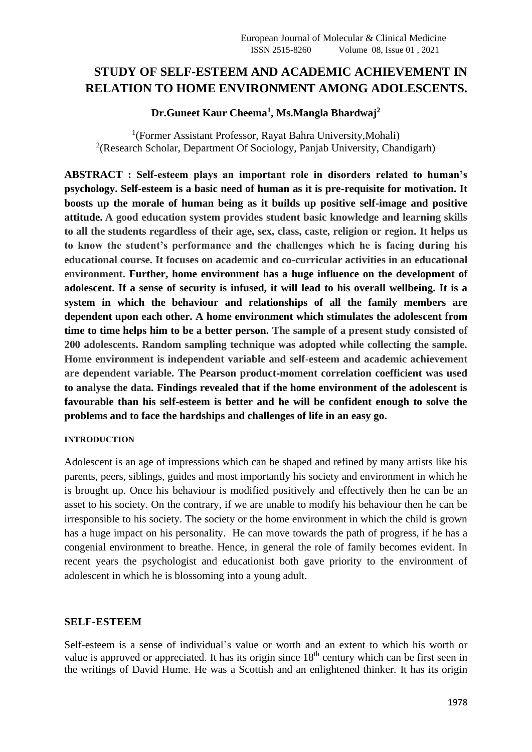# STUDY OF SELF-ESTEEM AND ACADEMIC ACHIEVEMENT IN RELATION TO HOME ENVIRONMENT AMONG ADOLESCENTS.

**Dr.Guneet Kaur Cheema[1], Ms.Mangla Bhardwaj[2]**

[1](Former Assistant Professor, Rayat Bahra University,Mohali)
[2](Research Scholar, Department Of Sociology, Panjab University, Chandigarh)

**ABSTRACT : Self-esteem plays an important role in disorders related to human's psychology. Self-esteem is a basic need of human as it is pre-requisite for motivation. It boosts up the morale of human being as it builds up positive self-image and positive attitude. A good education system provides student basic knowledge and learning skills to all the students regardless of their age, sex, class, caste, religion or region. It helps us to know the student's performance and the challenges which he is facing during his educational course. It focuses on academic and co-curricular activities in an educational environment. Further, home environment has a huge influence on the development of adolescent. If a sense of security is infused, it will lead to his overall wellbeing. It is a system in which the behaviour and relationships of all the family members are dependent upon each other. A home environment which stimulates the adolescent from time to time helps him to be a better person. The sample of a present study consisted of 200 adolescents. Random sampling technique was adopted while collecting the sample. Home environment is independent variable and self-esteem and academic achievement are dependent variable. The Pearson product-moment correlation coefficient was used to analyse the data. Findings revealed that if the home environment of the adolescent is favourable than his self-esteem is better and he will be confident enough to solve the problems and to face the hardships and challenges of life in an easy go.**

## INTRODUCTION

Adolescent is an age of impressions which can be shaped and refined by many artists like his parents, peers, siblings, guides and most importantly his society and environment in which he is brought up. Once his behaviour is modified positively and effectively then he can be an asset to his society. On the contrary, if we are unable to modify his behaviour then he can be irresponsible to his society. The society or the home environment in which the child is grown has a huge impact on his personality. He can move towards the path of progress, if he has a congenial environment to breathe. Hence, in general the role of family becomes evident. In recent years the psychologist and educationist both gave priority to the environment of adolescent in which he is blossoming into a young adult.

## SELF-ESTEEM

Self-esteem is a sense of individual's value or worth and an extent to which his worth or value is approved or appreciated. It has its origin since 18th century which can be first seen in the writings of David Hume. He was a Scottish and an enlightened thinker. It has its origin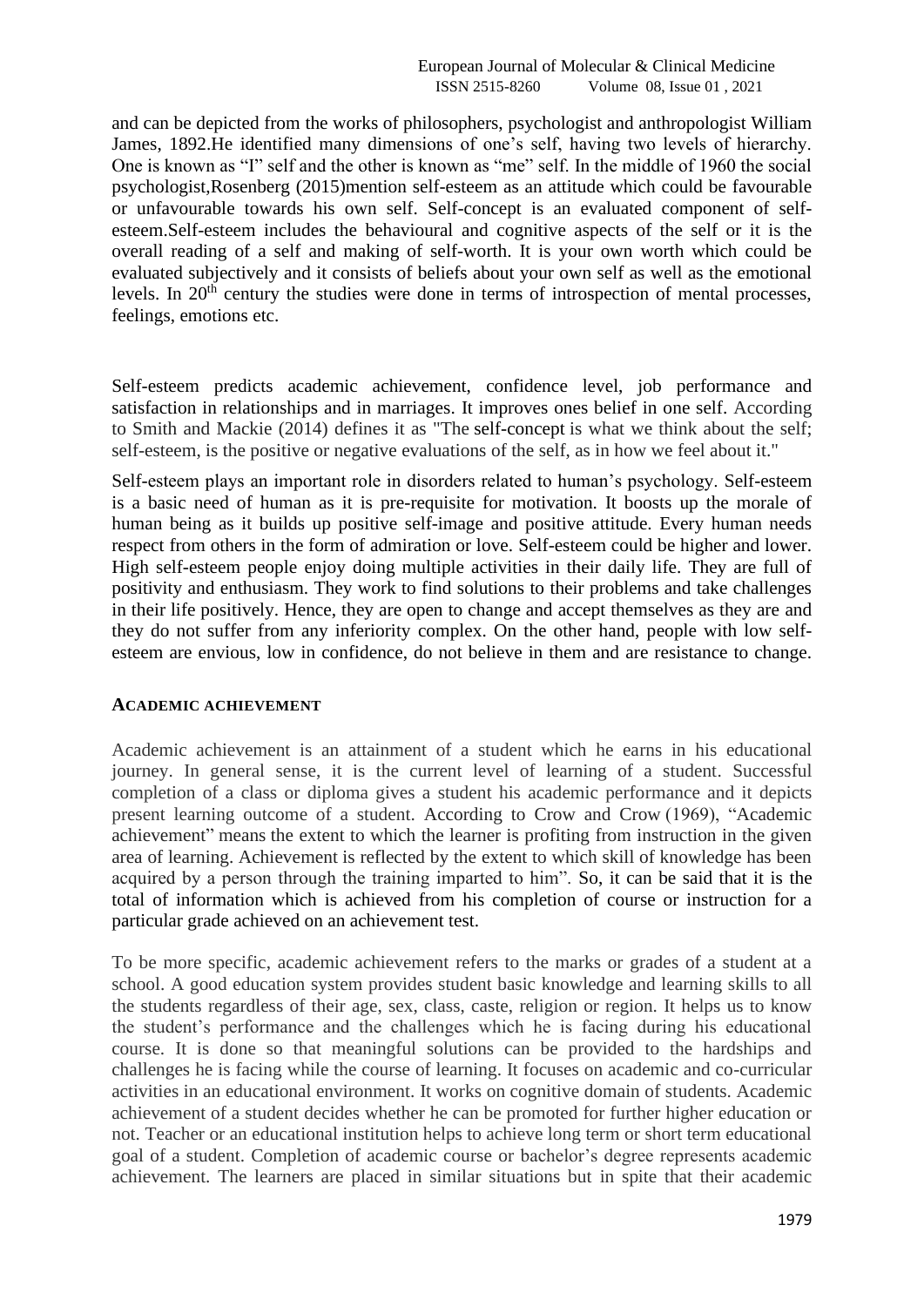and can be depicted from the works of philosophers, psychologist and anthropologist William James, 1892.He identified many dimensions of one's self, having two levels of hierarchy. One is known as "I" self and the other is known as "me" self. In the middle of 1960 the social psychologist,Rosenberg (2015)mention self-esteem as an attitude which could be favourable or unfavourable towards his own self. Self-concept is an evaluated component of self-esteem.Self-esteem includes the behavioural and cognitive aspects of the self or it is the overall reading of a self and making of self-worth. It is your own worth which could be evaluated subjectively and it consists of beliefs about your own self as well as the emotional levels. In 20th century the studies were done in terms of introspection of mental processes, feelings, emotions etc.

Self-esteem predicts academic achievement, confidence level, job performance and satisfaction in relationships and in marriages. It improves ones belief in one self. According to Smith and Mackie (2014) defines it as "The self-concept is what we think about the self; self-esteem, is the positive or negative evaluations of the self, as in how we feel about it."

Self-esteem plays an important role in disorders related to human's psychology. Self-esteem is a basic need of human as it is pre-requisite for motivation. It boosts up the morale of human being as it builds up positive self-image and positive attitude. Every human needs respect from others in the form of admiration or love. Self-esteem could be higher and lower. High self-esteem people enjoy doing multiple activities in their daily life. They are full of positivity and enthusiasm. They work to find solutions to their problems and take challenges in their life positively. Hence, they are open to change and accept themselves as they are and they do not suffer from any inferiority complex. On the other hand, people with low self-esteem are envious, low in confidence, do not believe in them and are resistance to change.

## ACADEMIC ACHIEVEMENT

Academic achievement is an attainment of a student which he earns in his educational journey. In general sense, it is the current level of learning of a student. Successful completion of a class or diploma gives a student his academic performance and it depicts present learning outcome of a student. According to Crow and Crow (1969), "Academic achievement" means the extent to which the learner is profiting from instruction in the given area of learning. Achievement is reflected by the extent to which skill of knowledge has been acquired by a person through the training imparted to him". So, it can be said that it is the total of information which is achieved from his completion of course or instruction for a particular grade achieved on an achievement test.

To be more specific, academic achievement refers to the marks or grades of a student at a school. A good education system provides student basic knowledge and learning skills to all the students regardless of their age, sex, class, caste, religion or region. It helps us to know the student's performance and the challenges which he is facing during his educational course. It is done so that meaningful solutions can be provided to the hardships and challenges he is facing while the course of learning. It focuses on academic and co-curricular activities in an educational environment. It works on cognitive domain of students. Academic achievement of a student decides whether he can be promoted for further higher education or not. Teacher or an educational institution helps to achieve long term or short term educational goal of a student. Completion of academic course or bachelor's degree represents academic achievement. The learners are placed in similar situations but in spite that their academic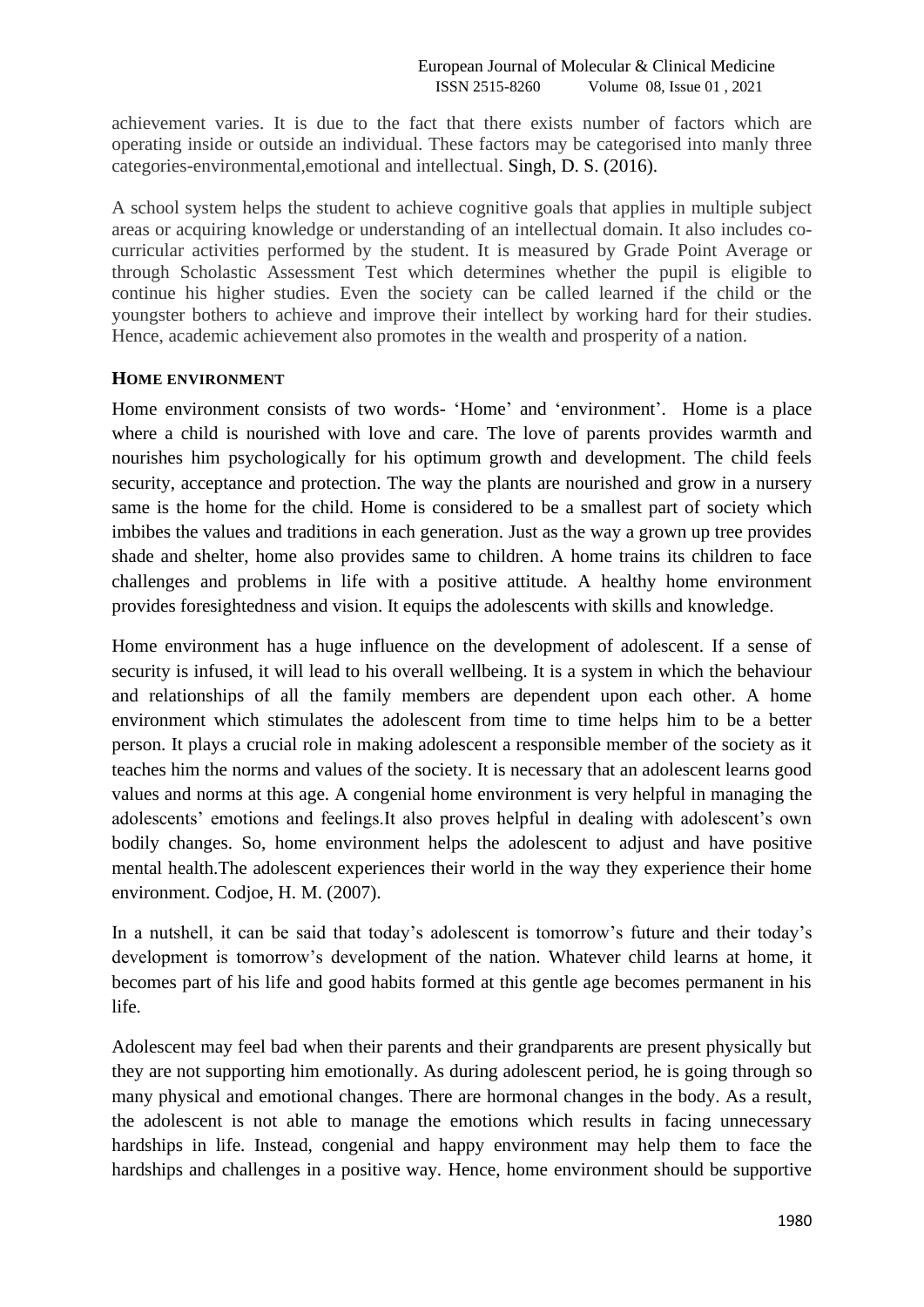achievement varies. It is due to the fact that there exists number of factors which are operating inside or outside an individual. These factors may be categorised into manly three categories-environmental,emotional and intellectual. Singh, D. S. (2016).

A school system helps the student to achieve cognitive goals that applies in multiple subject areas or acquiring knowledge or understanding of an intellectual domain. It also includes co-curricular activities performed by the student. It is measured by Grade Point Average or through Scholastic Assessment Test which determines whether the pupil is eligible to continue his higher studies. Even the society can be called learned if the child or the youngster bothers to achieve and improve their intellect by working hard for their studies. Hence, academic achievement also promotes in the wealth and prosperity of a nation.

## HOME ENVIRONMENT

Home environment consists of two words- 'Home' and 'environment'. Home is a place where a child is nourished with love and care. The love of parents provides warmth and nourishes him psychologically for his optimum growth and development. The child feels security, acceptance and protection. The way the plants are nourished and grow in a nursery same is the home for the child. Home is considered to be a smallest part of society which imbibes the values and traditions in each generation. Just as the way a grown up tree provides shade and shelter, home also provides same to children. A home trains its children to face challenges and problems in life with a positive attitude. A healthy home environment provides foresightedness and vision. It equips the adolescents with skills and knowledge.

Home environment has a huge influence on the development of adolescent. If a sense of security is infused, it will lead to his overall wellbeing. It is a system in which the behaviour and relationships of all the family members are dependent upon each other. A home environment which stimulates the adolescent from time to time helps him to be a better person. It plays a crucial role in making adolescent a responsible member of the society as it teaches him the norms and values of the society. It is necessary that an adolescent learns good values and norms at this age. A congenial home environment is very helpful in managing the adolescents' emotions and feelings.It also proves helpful in dealing with adolescent's own bodily changes. So, home environment helps the adolescent to adjust and have positive mental health.The adolescent experiences their world in the way they experience their home environment. Codjoe, H. M. (2007).

In a nutshell, it can be said that today's adolescent is tomorrow's future and their today's development is tomorrow's development of the nation. Whatever child learns at home, it becomes part of his life and good habits formed at this gentle age becomes permanent in his life.

Adolescent may feel bad when their parents and their grandparents are present physically but they are not supporting him emotionally. As during adolescent period, he is going through so many physical and emotional changes. There are hormonal changes in the body. As a result, the adolescent is not able to manage the emotions which results in facing unnecessary hardships in life. Instead, congenial and happy environment may help them to face the hardships and challenges in a positive way. Hence, home environment should be supportive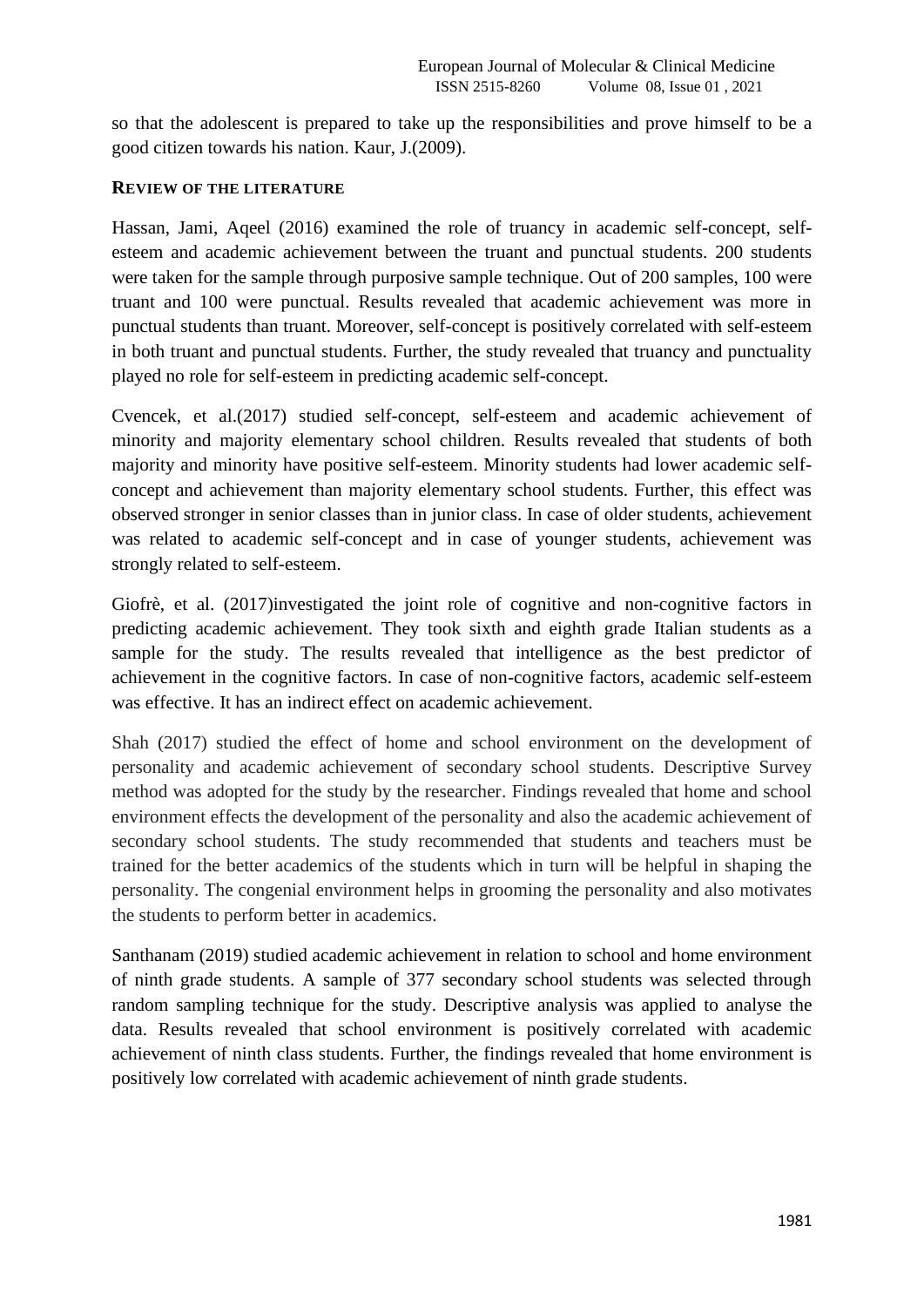so that the adolescent is prepared to take up the responsibilities and prove himself to be a good citizen towards his nation. Kaur, J.(2009).

## REVIEW OF THE LITERATURE

Hassan, Jami, Aqeel (2016) examined the role of truancy in academic self-concept, self-esteem and academic achievement between the truant and punctual students. 200 students were taken for the sample through purposive sample technique. Out of 200 samples, 100 were truant and 100 were punctual. Results revealed that academic achievement was more in punctual students than truant. Moreover, self-concept is positively correlated with self-esteem in both truant and punctual students. Further, the study revealed that truancy and punctuality played no role for self-esteem in predicting academic self-concept.

Cvencek, et al.(2017) studied self-concept, self-esteem and academic achievement of minority and majority elementary school children. Results revealed that students of both majority and minority have positive self-esteem. Minority students had lower academic self-concept and achievement than majority elementary school students. Further, this effect was observed stronger in senior classes than in junior class. In case of older students, achievement was related to academic self-concept and in case of younger students, achievement was strongly related to self-esteem.

Giofrè, et al. (2017)investigated the joint role of cognitive and non-cognitive factors in predicting academic achievement. They took sixth and eighth grade Italian students as a sample for the study. The results revealed that intelligence as the best predictor of achievement in the cognitive factors. In case of non-cognitive factors, academic self-esteem was effective. It has an indirect effect on academic achievement.

Shah (2017) studied the effect of home and school environment on the development of personality and academic achievement of secondary school students. Descriptive Survey method was adopted for the study by the researcher. Findings revealed that home and school environment effects the development of the personality and also the academic achievement of secondary school students. The study recommended that students and teachers must be trained for the better academics of the students which in turn will be helpful in shaping the personality. The congenial environment helps in grooming the personality and also motivates the students to perform better in academics.

Santhanam (2019) studied academic achievement in relation to school and home environment of ninth grade students. A sample of 377 secondary school students was selected through random sampling technique for the study. Descriptive analysis was applied to analyse the data. Results revealed that school environment is positively correlated with academic achievement of ninth class students. Further, the findings revealed that home environment is positively low correlated with academic achievement of ninth grade students.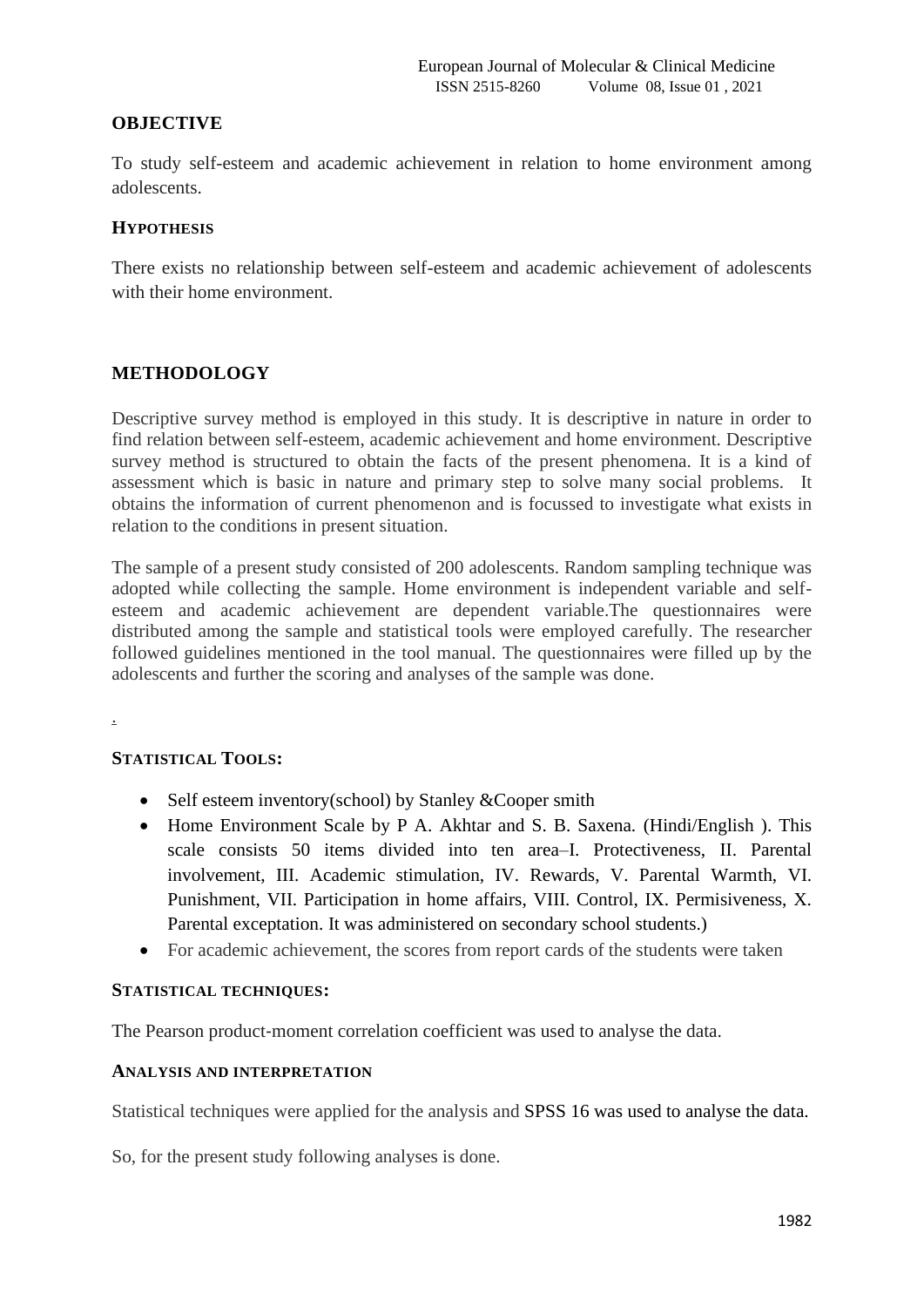## OBJECTIVE

To study self-esteem and academic achievement in relation to home environment among adolescents.

### HYPOTHESIS

There exists no relationship between self-esteem and academic achievement of adolescents with their home environment.

## METHODOLOGY

Descriptive survey method is employed in this study. It is descriptive in nature in order to find relation between self-esteem, academic achievement and home environment. Descriptive survey method is structured to obtain the facts of the present phenomena. It is a kind of assessment which is basic in nature and primary step to solve many social problems. It obtains the information of current phenomenon and is focussed to investigate what exists in relation to the conditions in present situation.

The sample of a present study consisted of 200 adolescents. Random sampling technique was adopted while collecting the sample. Home environment is independent variable and self-esteem and academic achievement are dependent variable.The questionnaires were distributed among the sample and statistical tools were employed carefully. The researcher followed guidelines mentioned in the tool manual. The questionnaires were filled up by the adolescents and further the scoring and analyses of the sample was done.

.

### STATISTICAL TOOLS:

- Self esteem inventory(school) by Stanley &Cooper smith
- Home Environment Scale by P A. Akhtar and S. B. Saxena. (Hindi/English ). This scale consists 50 items divided into ten area–I. Protectiveness, II. Parental involvement, III. Academic stimulation, IV. Rewards, V. Parental Warmth, VI. Punishment, VII. Participation in home affairs, VIII. Control, IX. Permisiveness, X. Parental exceptation. It was administered on secondary school students.)
- For academic achievement, the scores from report cards of the students were taken

### STATISTICAL TECHNIQUES:

The Pearson product-moment correlation coefficient was used to analyse the data.

### ANALYSIS AND INTERPRETATION

Statistical techniques were applied for the analysis and SPSS 16 was used to analyse the data.

So, for the present study following analyses is done.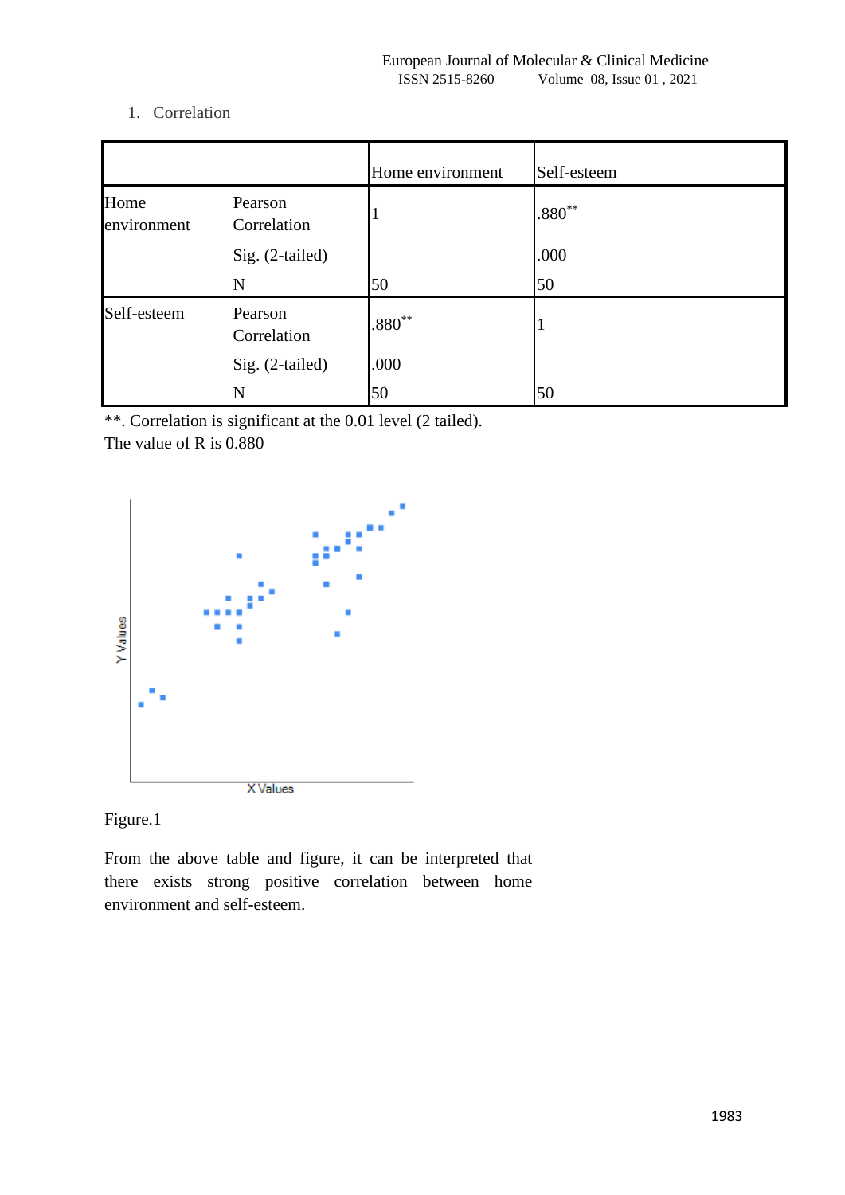1. Correlation

| | | Home environment | Self-esteem |
|---|---|---|---|
| Home environment | Pearson Correlation | 1 | .880** |
| | Sig. (2-tailed) | | .000 |
| | N | 50 | 50 |
| Self-esteem | Pearson Correlation | .880** | 1 |
| | Sig. (2-tailed) | .000 | |
| | N | 50 | 50 |

**. Correlation is significant at the 0.01 level (2 tailed).

The value of R is 0.880

Figure.1

From the above table and figure, it can be interpreted that there exists strong positive correlation between home environment and self-esteem.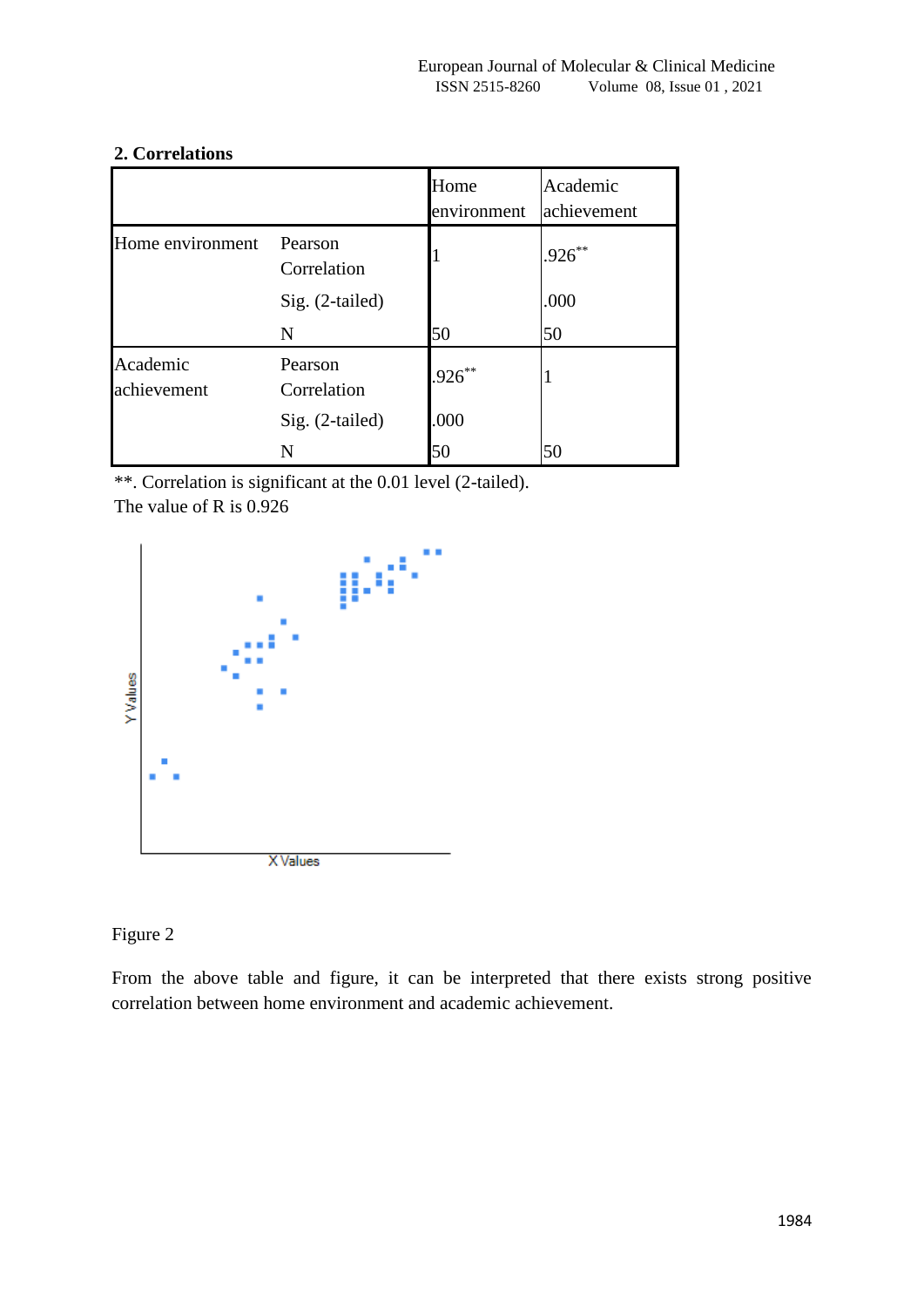**2. Correlations**

| | | Home environment | Academic achievement |
|---|---|---|---|
| Home environment | Pearson Correlation | 1 | .926** |
| | Sig. (2-tailed) | | .000 |
| | N | 50 | 50 |
| Academic achievement | Pearson Correlation | .926** | 1 |
| | Sig. (2-tailed) | .000 | |
| | N | 50 | 50 |

**. Correlation is significant at the 0.01 level (2-tailed).

The value of R is 0.926

Figure 2

From the above table and figure, it can be interpreted that there exists strong positive correlation between home environment and academic achievement.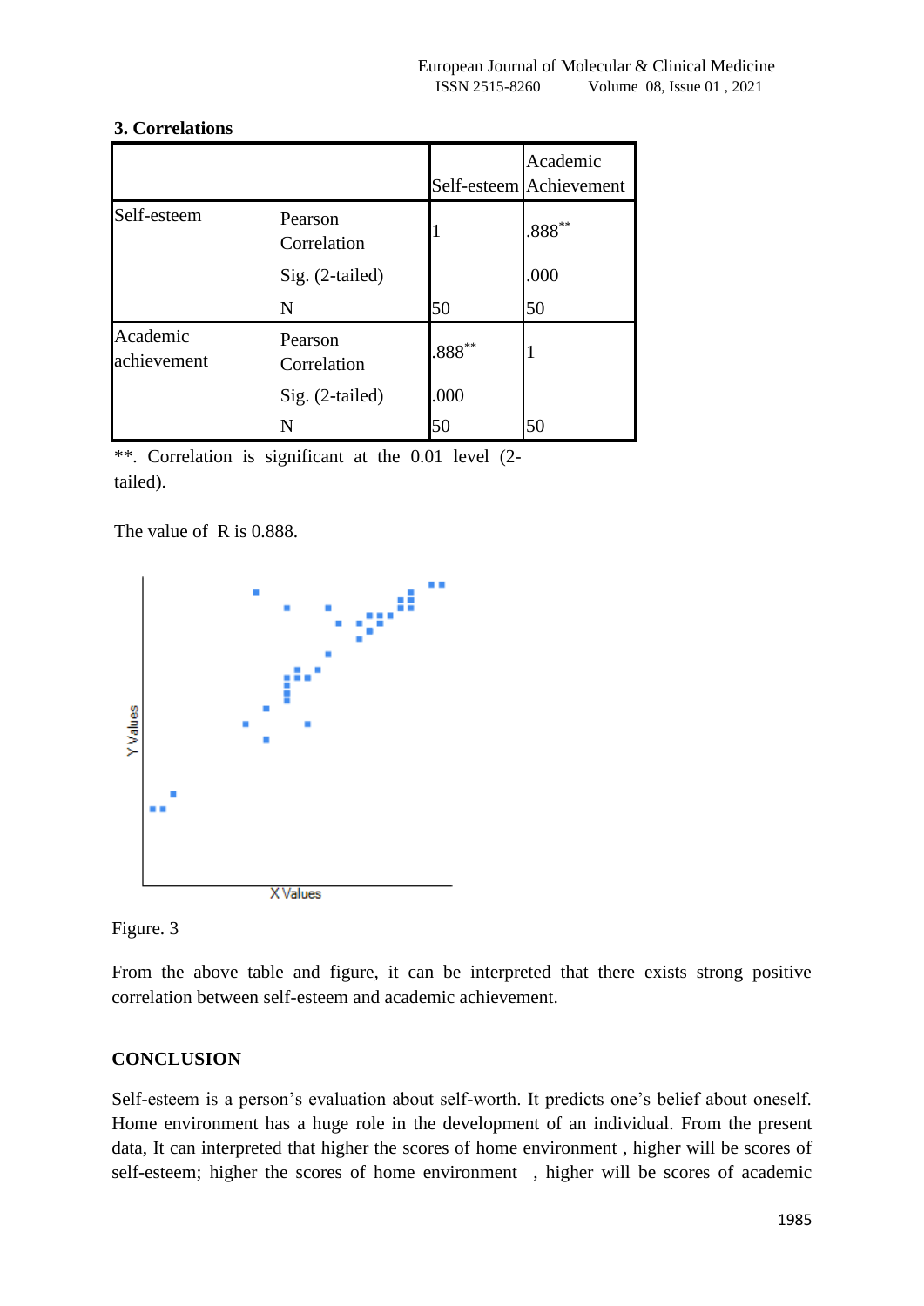### 3. Correlations

| | | Self-esteem | Academic Achievement |
|---|---|---|---|
| Self-esteem | Pearson Correlation | 1 | .888** |
| | Sig. (2-tailed) | | .000 |
| | N | 50 | 50 |
| Academic achievement | Pearson Correlation | .888** | 1 |
| | Sig. (2-tailed) | .000 | |
| | N | 50 | 50 |

**. Correlation is significant at the 0.01 level (2-tailed).

The value of R is 0.888.

Figure. 3

From the above table and figure, it can be interpreted that there exists strong positive correlation between self-esteem and academic achievement.

## CONCLUSION

Self-esteem is a person's evaluation about self-worth. It predicts one's belief about oneself. Home environment has a huge role in the development of an individual. From the present data, It can interpreted that higher the scores of home environment , higher will be scores of self-esteem; higher the scores of home environment , higher will be scores of academic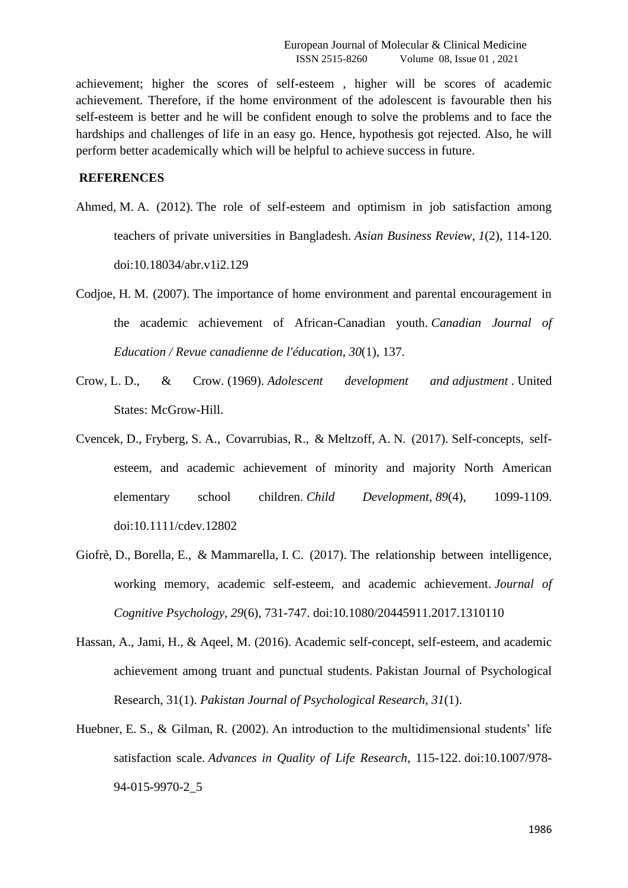achievement; higher the scores of self-esteem , higher will be scores of academic achievement. Therefore, if the home environment of the adolescent is favourable then his self-esteem is better and he will be confident enough to solve the problems and to face the hardships and challenges of life in an easy go. Hence, hypothesis got rejected. Also, he will perform better academically which will be helpful to achieve success in future.

## REFERENCES

Ahmed, M. A. (2012). The role of self-esteem and optimism in job satisfaction among teachers of private universities in Bangladesh. *Asian Business Review*, *1*(2), 114-120. doi:10.18034/abr.v1i2.129

Codjoe, H. M. (2007). The importance of home environment and parental encouragement in the academic achievement of African-Canadian youth. *Canadian Journal of Education / Revue canadienne de l'éducation*, *30*(1), 137.

Crow, L. D., & Crow. (1969). *Adolescent development and adjustment* . United States: McGrow-Hill.

Cvencek, D., Fryberg, S. A., Covarrubias, R., & Meltzoff, A. N. (2017). Self-concepts, self-esteem, and academic achievement of minority and majority North American elementary school children. *Child Development*, *89*(4), 1099-1109. doi:10.1111/cdev.12802

Giofrè, D., Borella, E., & Mammarella, I. C. (2017). The relationship between intelligence, working memory, academic self-esteem, and academic achievement. *Journal of Cognitive Psychology*, *29*(6), 731-747. doi:10.1080/20445911.2017.1310110

Hassan, A., Jami, H., & Aqeel, M. (2016). Academic self-concept, self-esteem, and academic achievement among truant and punctual students. Pakistan Journal of Psychological Research, 31(1). *Pakistan Journal of Psychological Research*, *31*(1).

Huebner, E. S., & Gilman, R. (2002). An introduction to the multidimensional students' life satisfaction scale. *Advances in Quality of Life Research*, 115-122. doi:10.1007/978-94-015-9970-2_5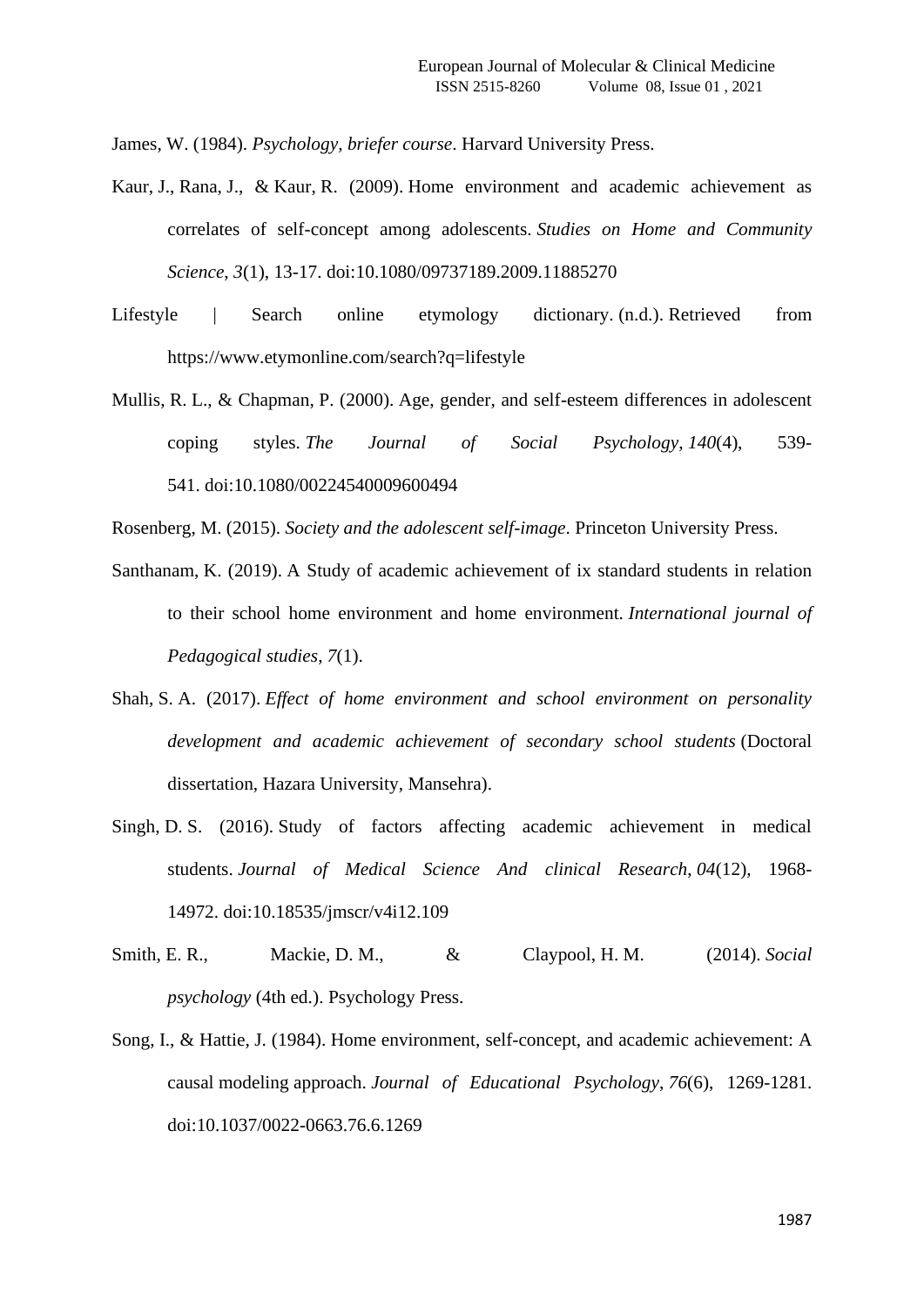James, W. (1984). *Psychology, briefer course*. Harvard University Press.

Kaur, J., Rana, J., & Kaur, R. (2009). Home environment and academic achievement as correlates of self-concept among adolescents. *Studies on Home and Community Science, 3*(1), 13-17. doi:10.1080/09737189.2009.11885270

Lifestyle | Search online etymology dictionary. (n.d.). Retrieved from https://www.etymonline.com/search?q=lifestyle

Mullis, R. L., & Chapman, P. (2000). Age, gender, and self-esteem differences in adolescent coping styles. *The Journal of Social Psychology*, *140*(4), 539-541. doi:10.1080/00224540009600494

Rosenberg, M. (2015). *Society and the adolescent self-image*. Princeton University Press.

Santhanam, K. (2019). A Study of academic achievement of ix standard students in relation to their school home environment and home environment. *International journal of Pedagogical studies, 7*(1).

Shah, S. A. (2017). *Effect of home environment and school environment on personality development and academic achievement of secondary school students* (Doctoral dissertation, Hazara University, Mansehra).

Singh, D. S. (2016). Study of factors affecting academic achievement in medical students. *Journal of Medical Science And clinical Research, 04*(12), 1968-14972. doi:10.18535/jmscr/v4i12.109

Smith, E. R., Mackie, D. M., & Claypool, H. M. (2014). *Social psychology* (4th ed.). Psychology Press.

Song, I., & Hattie, J. (1984). Home environment, self-concept, and academic achievement: A causal modeling approach. *Journal of Educational Psychology*, *76*(6), 1269-1281. doi:10.1037/0022-0663.76.6.1269